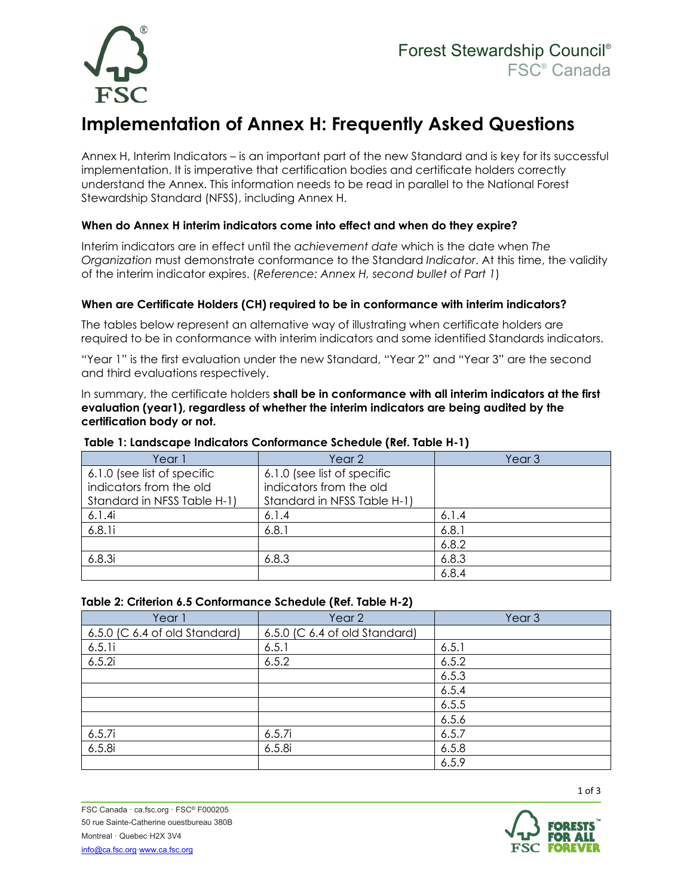Forest Stewardship Council®
FSC® Canada

# Implementation of Annex H: Frequently Asked Questions

Annex H, Interim Indicators – is an important part of the new Standard and is key for its successful implementation. It is imperative that certification bodies and certificate holders correctly understand the Annex. This information needs to be read in parallel to the National Forest Stewardship Standard (NFSS), including Annex H.

### When do Annex H interim indicators come into effect and when do they expire?

Interim indicators are in effect until the *achievement date* which is the date when *The Organization* must demonstrate conformance to the Standard *Indicator*. At this time, the validity of the interim indicator expires. (*Reference: Annex H, second bullet of Part 1*)

### When are Certificate Holders (CH) required to be in conformance with interim indicators?

The tables below represent an alternative way of illustrating when certificate holders are required to be in conformance with interim indicators and some identified Standards indicators.

"Year 1" is the first evaluation under the new Standard, "Year 2" and "Year 3" are the second and third evaluations respectively.

In summary, the certificate holders **shall be in conformance with all interim indicators at the first evaluation (year1), regardless of whether the interim indicators are being audited by the certification body or not.**

**Table 1: Landscape Indicators Conformance Schedule (Ref. Table H-1)**

| Year 1 | Year 2 | Year 3 |
|---|---|---|
| 6.1.0 (see list of specific indicators from the old Standard in NFSS Table H-1) | 6.1.0 (see list of specific indicators from the old Standard in NFSS Table H-1) | |
| 6.1.4i | 6.1.4 | 6.1.4 |
| 6.8.1i | 6.8.1 | 6.8.1 |
| | | 6.8.2 |
| 6.8.3i | 6.8.3 | 6.8.3 |
| | | 6.8.4 |

**Table 2: Criterion 6.5 Conformance Schedule (Ref. Table H-2)**

| Year 1 | Year 2 | Year 3 |
|---|---|---|
| 6.5.0 (C 6.4 of old Standard) | 6.5.0 (C 6.4 of old Standard) | |
| 6.5.1i | 6.5.1 | 6.5.1 |
| 6.5.2i | 6.5.2 | 6.5.2 |
| | | 6.5.3 |
| | | 6.5.4 |
| | | 6.5.5 |
| | | 6.5.6 |
| 6.5.7i | 6.5.7i | 6.5.7 |
| 6.5.8i | 6.5.8i | 6.5.8 |
| | | 6.5.9 |

FSC Canada · ca.fsc.org · FSC® F000205
50 rue Sainte-Catherine ouestbureau 380B
Montreal · Quebec·H2X 3V4
info@ca.fsc.org·www.ca.fsc.org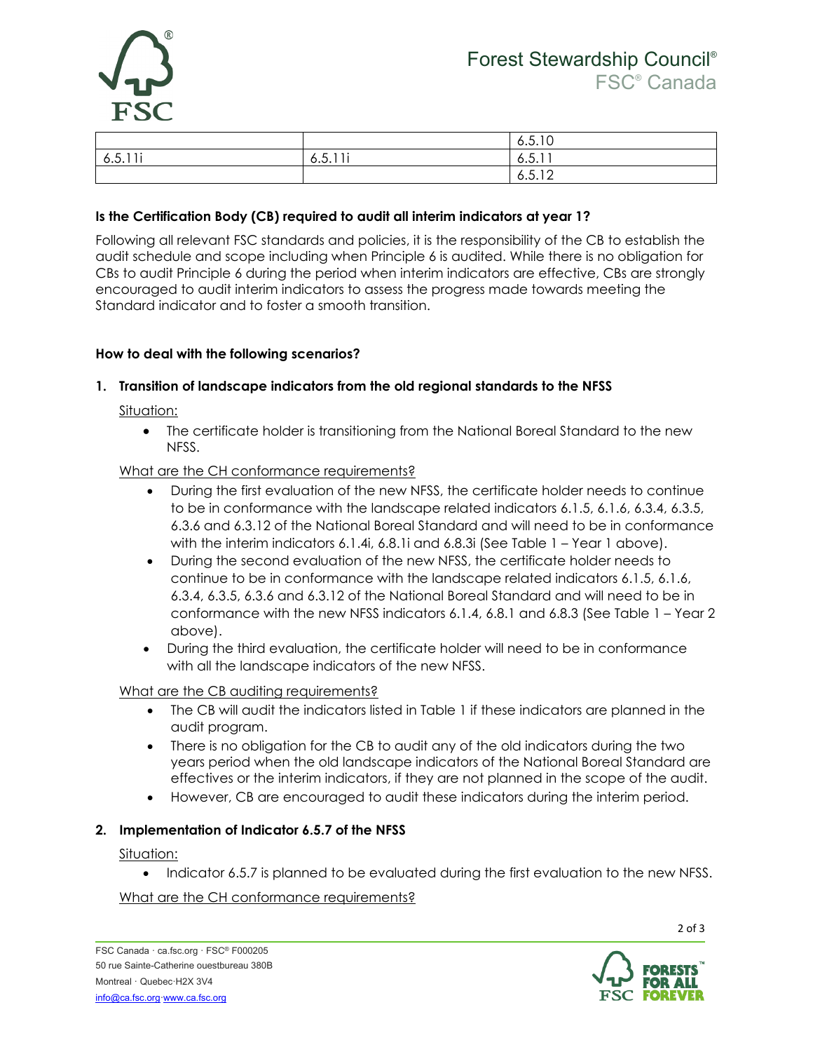|  |  | 6.5.10 |
| --- | --- | --- |
| 6.5.11i | 6.5.11i | 6.5.11 |
|  |  | 6.5.12 |

**Is the Certification Body (CB) required to audit all interim indicators at year 1?**

Following all relevant FSC standards and policies, it is the responsibility of the CB to establish the audit schedule and scope including when Principle 6 is audited. While there is no obligation for CBs to audit Principle 6 during the period when interim indicators are effective, CBs are strongly encouraged to audit interim indicators to assess the progress made towards meeting the Standard indicator and to foster a smooth transition.

**How to deal with the following scenarios?**

**1. Transition of landscape indicators from the old regional standards to the NFSS**

Situation:

- The certificate holder is transitioning from the National Boreal Standard to the new NFSS.

What are the CH conformance requirements?

- During the first evaluation of the new NFSS, the certificate holder needs to continue to be in conformance with the landscape related indicators 6.1.5, 6.1.6, 6.3.4, 6.3.5, 6.3.6 and 6.3.12 of the National Boreal Standard and will need to be in conformance with the interim indicators 6.1.4i, 6.8.1i and 6.8.3i (See Table 1 – Year 1 above).
- During the second evaluation of the new NFSS, the certificate holder needs to continue to be in conformance with the landscape related indicators 6.1.5, 6.1.6, 6.3.4, 6.3.5, 6.3.6 and 6.3.12 of the National Boreal Standard and will need to be in conformance with the new NFSS indicators 6.1.4, 6.8.1 and 6.8.3 (See Table 1 – Year 2 above).
- During the third evaluation, the certificate holder will need to be in conformance with all the landscape indicators of the new NFSS.

What are the CB auditing requirements?

- The CB will audit the indicators listed in Table 1 if these indicators are planned in the audit program.
- There is no obligation for the CB to audit any of the old indicators during the two years period when the old landscape indicators of the National Boreal Standard are effectives or the interim indicators, if they are not planned in the scope of the audit.
- However, CB are encouraged to audit these indicators during the interim period.

**2. Implementation of Indicator 6.5.7 of the NFSS**

Situation:

- Indicator 6.5.7 is planned to be evaluated during the first evaluation to the new NFSS.

What are the CH conformance requirements?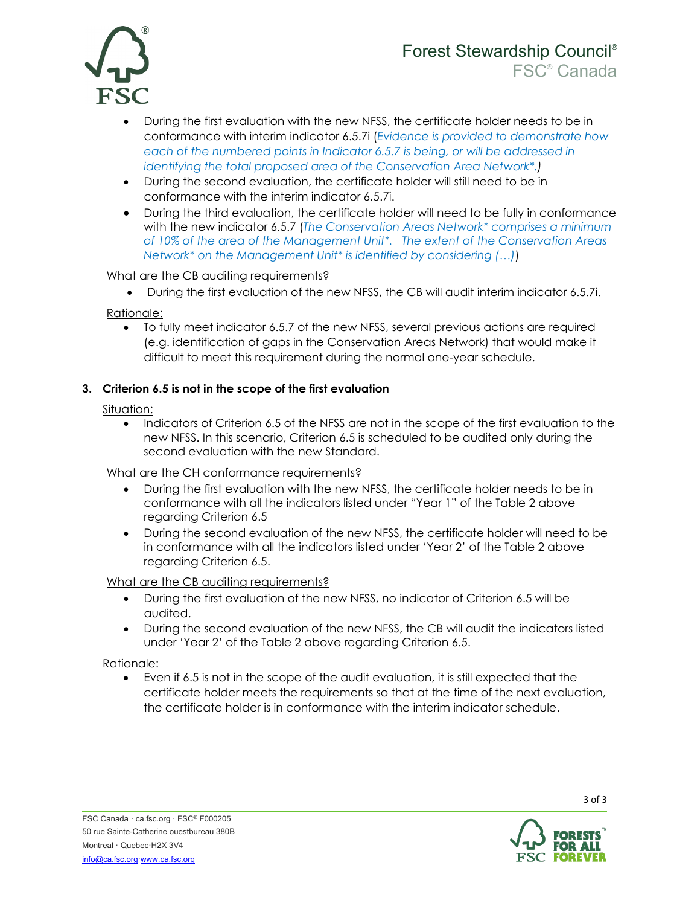- During the first evaluation with the new NFSS, the certificate holder needs to be in conformance with interim indicator 6.5.7i (*Evidence is provided to demonstrate how each of the numbered points in Indicator 6.5.7 is being, or will be addressed in identifying the total proposed area of the Conservation Area Network*.)*
- During the second evaluation, the certificate holder will still need to be in conformance with the interim indicator 6.5.7i.
- During the third evaluation, the certificate holder will need to be fully in conformance with the new indicator 6.5.7 (*The Conservation Areas Network* comprises a minimum of 10% of the area of the Management Unit*. The extent of the Conservation Areas Network* on the Management Unit* is identified by considering (…)*)

What are the CB auditing requirements?

- During the first evaluation of the new NFSS, the CB will audit interim indicator 6.5.7i.

Rationale:

- To fully meet indicator 6.5.7 of the new NFSS, several previous actions are required (e.g. identification of gaps in the Conservation Areas Network) that would make it difficult to meet this requirement during the normal one-year schedule.

**3. Criterion 6.5 is not in the scope of the first evaluation**

Situation:

- Indicators of Criterion 6.5 of the NFSS are not in the scope of the first evaluation to the new NFSS. In this scenario, Criterion 6.5 is scheduled to be audited only during the second evaluation with the new Standard.

What are the CH conformance requirements?

- During the first evaluation with the new NFSS, the certificate holder needs to be in conformance with all the indicators listed under "Year 1" of the Table 2 above regarding Criterion 6.5
- During the second evaluation of the new NFSS, the certificate holder will need to be in conformance with all the indicators listed under 'Year 2' of the Table 2 above regarding Criterion 6.5.

What are the CB auditing requirements?

- During the first evaluation of the new NFSS, no indicator of Criterion 6.5 will be audited.
- During the second evaluation of the new NFSS, the CB will audit the indicators listed under 'Year 2' of the Table 2 above regarding Criterion 6.5.

Rationale:

- Even if 6.5 is not in the scope of the audit evaluation, it is still expected that the certificate holder meets the requirements so that at the time of the next evaluation, the certificate holder is in conformance with the interim indicator schedule.

FSC Canada · ca.fsc.org · FSC® F000205
50 rue Sainte-Catherine ouestbureau 380B
Montreal · Quebec·H2X 3V4
info@ca.fsc.org·www.ca.fsc.org